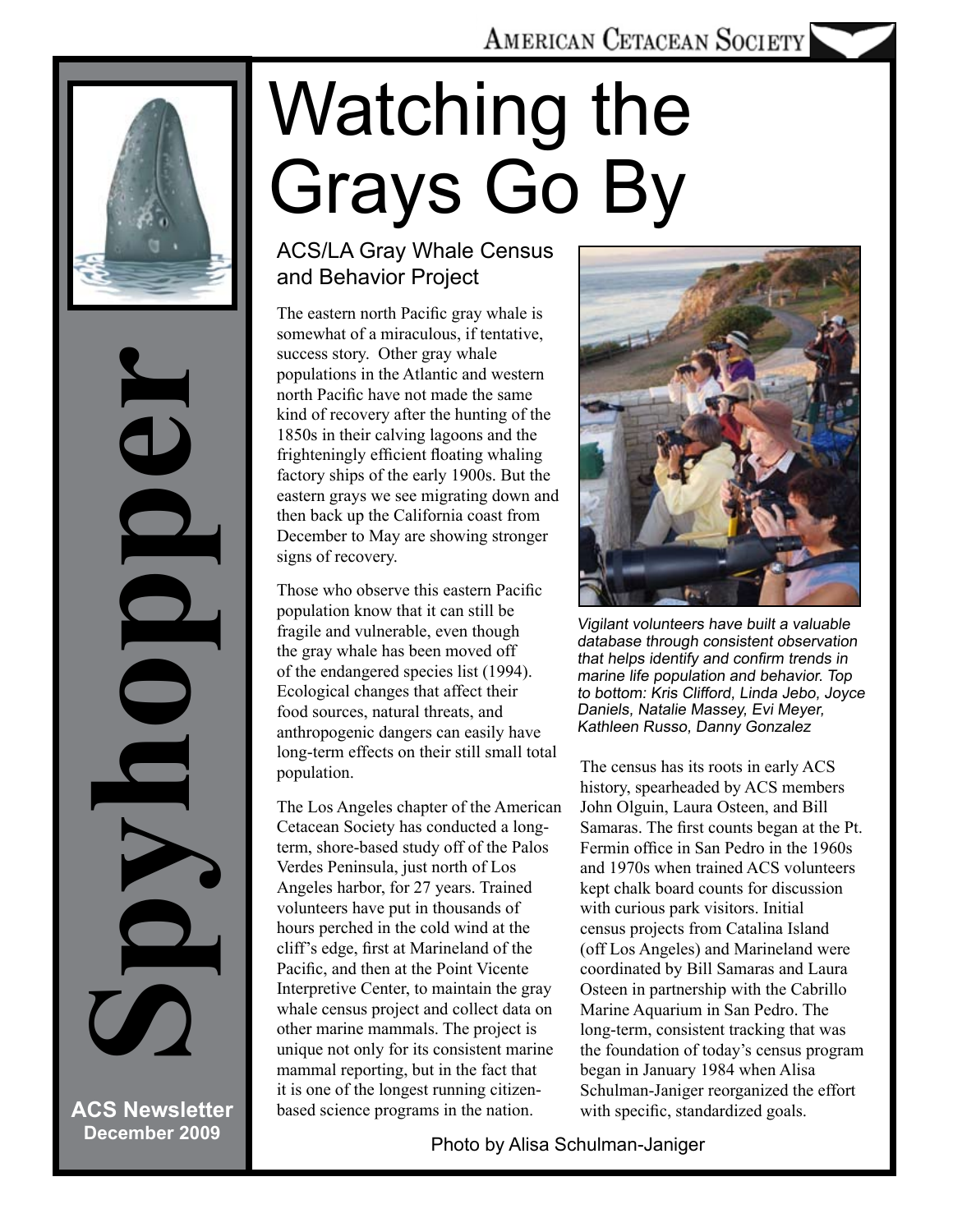# Watching the Grays Go By

## ACS/LA Gray Whale Census and Behavior Project

The eastern north Pacific gray whale is somewhat of a miraculous, if tentative, success story. Other gray whale populations in the Atlantic and western north Pacific have not made the same kind of recovery after the hunting of the 1850s in their calving lagoons and the frighteningly efficient floating whaling factory ships of the early 1900s. But the eastern grays we see migrating down and then back up the California coast from December to May are showing stronger signs of recovery.

Those who observe this eastern Pacific population know that it can still be fragile and vulnerable, even though the gray whale has been moved off of the endangered species list (1994). Ecological changes that affect their food sources, natural threats, and anthropogenic dangers can easily have long-term effects on their still small total population.

The Los Angeles chapter of the American Cetacean Society has conducted a long-term, shore-based study off of the Palos Verdes Peninsula, just north of Los Angeles harbor, for 27 years. Trained volunteers have put in thousands of hours perched in the cold wind at the cliff's edge, first at Marineland of the Pacific, and then at the Point Vicente Interpretive Center, to maintain the gray whale census project and collect data on other marine mammals. The project is unique not only for its consistent marine mammal reporting, but in the fact that it is one of the longest running citizen-based science programs in the nation.

*Vigilant volunteers have built a valuable database through consistent observation that helps identify and confirm trends in marine life population and behavior. Top to bottom: Kris Clifford, Linda Jebo, Joyce Daniels, Natalie Massey, Evi Meyer, Kathleen Russo, Danny Gonzalez*

Photo by Alisa Schulman-Janiger

The census has its roots in early ACS history, spearheaded by ACS members John Olguin, Laura Osteen, and Bill Samaras. The first counts began at the Pt. Fermin office in San Pedro in the 1960s and 1970s when trained ACS volunteers kept chalk board counts for discussion with curious park visitors. Initial census projects from Catalina Island (off Los Angeles) and Marineland were coordinated by Bill Samaras and Laura Osteen in partnership with the Cabrillo Marine Aquarium in San Pedro. The long-term, consistent tracking that was the foundation of today's census program began in January 1984 when Alisa Schulman-Janiger reorganized the effort with specific, standardized goals.

**Spyhopper**

**ACS Newsletter**
**December 2009**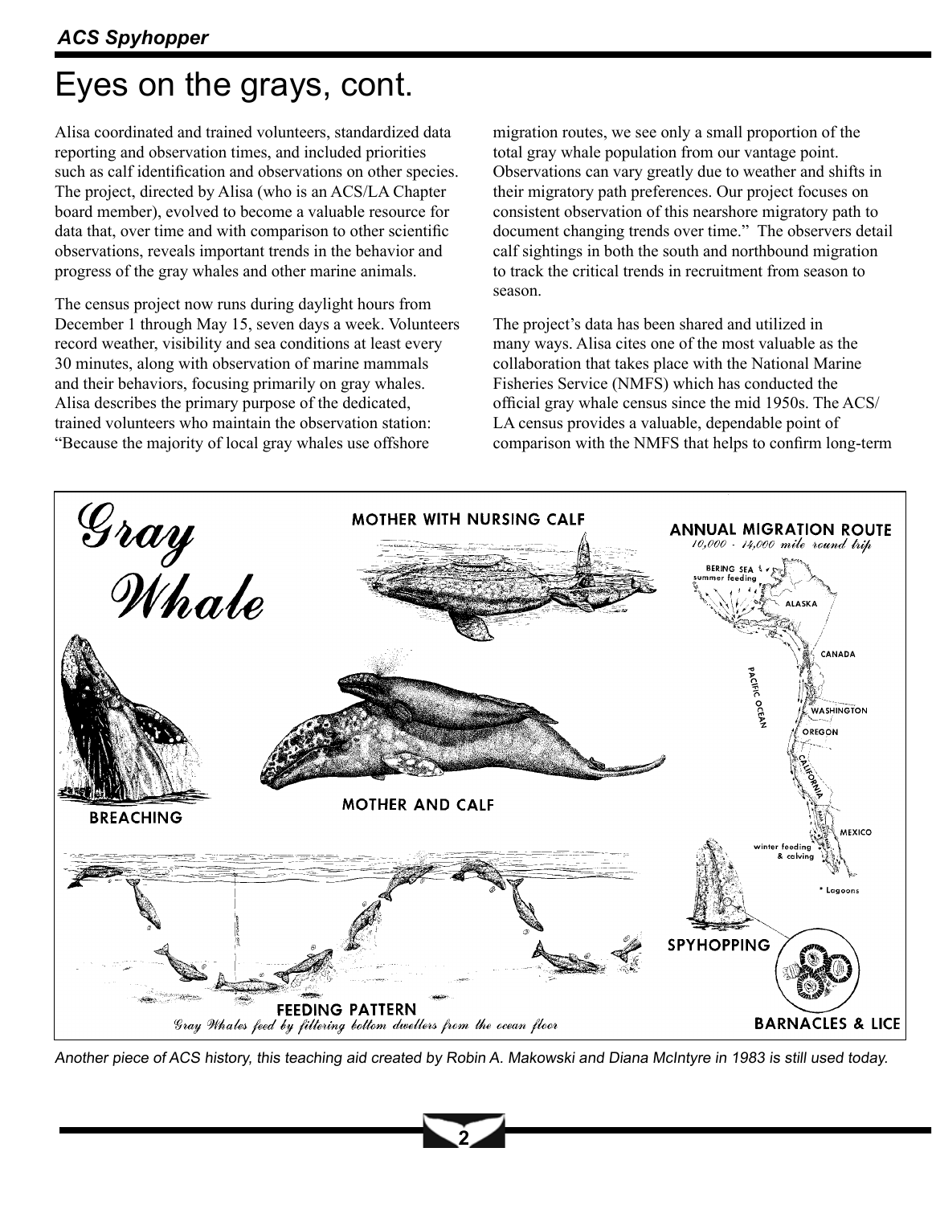# Eyes on the grays, cont.

Alisa coordinated and trained volunteers, standardized data reporting and observation times, and included priorities such as calf identification and observations on other species. The project, directed by Alisa (who is an ACS/LA Chapter board member), evolved to become a valuable resource for data that, over time and with comparison to other scientific observations, reveals important trends in the behavior and progress of the gray whales and other marine animals.

The census project now runs during daylight hours from December 1 through May 15, seven days a week. Volunteers record weather, visibility and sea conditions at least every 30 minutes, along with observation of marine mammals and their behaviors, focusing primarily on gray whales. Alisa describes the primary purpose of the dedicated, trained volunteers who maintain the observation station: "Because the majority of local gray whales use offshore migration routes, we see only a small proportion of the total gray whale population from our vantage point. Observations can vary greatly due to weather and shifts in their migratory path preferences. Our project focuses on consistent observation of this nearshore migratory path to document changing trends over time." The observers detail calf sightings in both the south and northbound migration to track the critical trends in recruitment from season to season.

The project's data has been shared and utilized in many ways. Alisa cites one of the most valuable as the collaboration that takes place with the National Marine Fisheries Service (NMFS) which has conducted the official gray whale census since the mid 1950s. The ACS/LA census provides a valuable, dependable point of comparison with the NMFS that helps to confirm long-term

Gray Whale

MOTHER WITH NURSING CALF

ANNUAL MIGRATION ROUTE
10,000 - 14,000 mile round trip

BERING SEA summer feeding

ALASKA

CANADA

PACIFIC OCEAN

WASHINGTON

OREGON

CALIFORNIA

MEXICO

winter feeding & calving

* Lagoons

BREACHING

MOTHER AND CALF

SPYHOPPING

BARNACLES & LICE

FEEDING PATTERN
Gray Whales feed by filtering bottom dwellers from the ocean floor

*Another piece of ACS history, this teaching aid created by Robin A. Makowski and Diana McIntyre in 1983 is still used today.*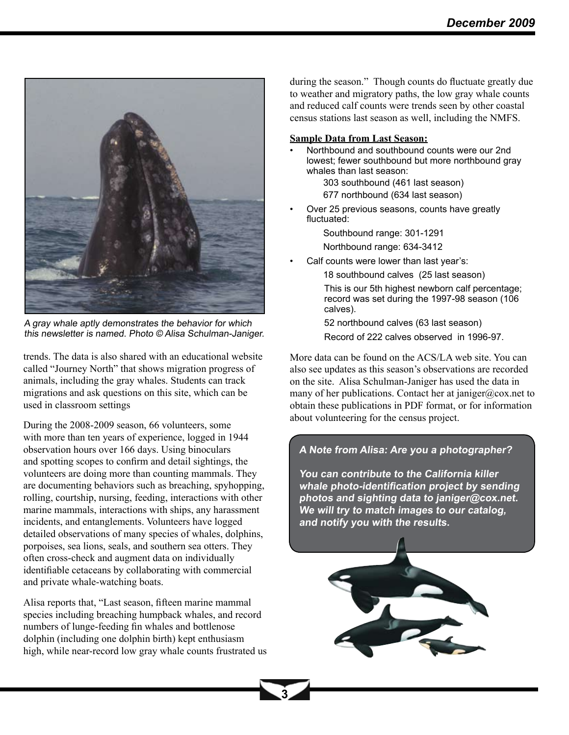A gray whale aptly demonstrates the behavior for which this newsletter is named. Photo © Alisa Schulman-Janiger.

trends. The data is also shared with an educational website called "Journey North" that shows migration progress of animals, including the gray whales. Students can track migrations and ask questions on this site, which can be used in classroom settings

During the 2008-2009 season, 66 volunteers, some with more than ten years of experience, logged in 1944 observation hours over 166 days. Using binoculars and spotting scopes to confirm and detail sightings, the volunteers are doing more than counting mammals. They are documenting behaviors such as breaching, spyhopping, rolling, courtship, nursing, feeding, interactions with other marine mammals, interactions with ships, any harassment incidents, and entanglements. Volunteers have logged detailed observations of many species of whales, dolphins, porpoises, sea lions, seals, and southern sea otters. They often cross-check and augment data on individually identifiable cetaceans by collaborating with commercial and private whale-watching boats.

Alisa reports that, "Last season, fifteen marine mammal species including breaching humpback whales, and record numbers of lunge-feeding fin whales and bottlenose dolphin (including one dolphin birth) kept enthusiasm high, while near-record low gray whale counts frustrated us during the season." Though counts do fluctuate greatly due to weather and migratory paths, the low gray whale counts and reduced calf counts were trends seen by other coastal census stations last season as well, including the NMFS.

**Sample Data from Last Season:**

- Northbound and southbound counts were our 2nd lowest; fewer southbound but more northbound gray whales than last season:
  - 303 southbound (461 last season)
  - 677 northbound (634 last season)
- Over 25 previous seasons, counts have greatly fluctuated:
  - Southbound range: 301-1291
  - Northbound range: 634-3412
- Calf counts were lower than last year's:
  - 18 southbound calves (25 last season)
  - This is our 5th highest newborn calf percentage; record was set during the 1997-98 season (106 calves).
  - 52 northbound calves (63 last season)
  - Record of 222 calves observed in 1996-97.

More data can be found on the ACS/LA web site. You can also see updates as this season's observations are recorded on the site. Alisa Schulman-Janiger has used the data in many of her publications. Contact her at janiger@cox.net to obtain these publications in PDF format, or for information about volunteering for the census project.

***A Note from Alisa: Are you a photographer?***

***You can contribute to the California killer whale photo-identification project by sending photos and sighting data to janiger@cox.net. We will try to match images to our catalog, and notify you with the results.***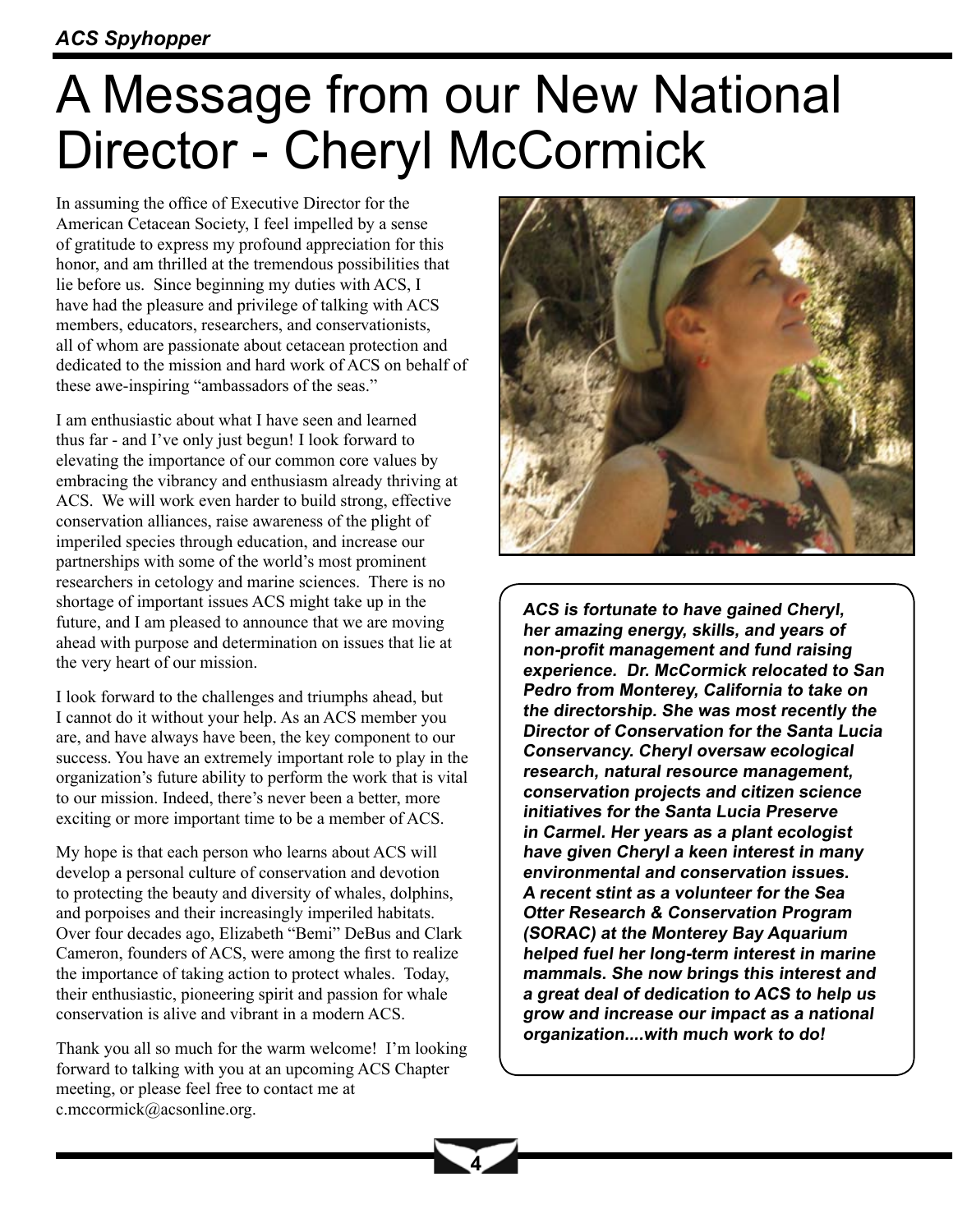# A Message from our New National Director - Cheryl McCormick

In assuming the office of Executive Director for the American Cetacean Society, I feel impelled by a sense of gratitude to express my profound appreciation for this honor, and am thrilled at the tremendous possibilities that lie before us. Since beginning my duties with ACS, I have had the pleasure and privilege of talking with ACS members, educators, researchers, and conservationists, all of whom are passionate about cetacean protection and dedicated to the mission and hard work of ACS on behalf of these awe-inspiring "ambassadors of the seas."

I am enthusiastic about what I have seen and learned thus far - and I've only just begun! I look forward to elevating the importance of our common core values by embracing the vibrancy and enthusiasm already thriving at ACS. We will work even harder to build strong, effective conservation alliances, raise awareness of the plight of imperiled species through education, and increase our partnerships with some of the world's most prominent researchers in cetology and marine sciences. There is no shortage of important issues ACS might take up in the future, and I am pleased to announce that we are moving ahead with purpose and determination on issues that lie at the very heart of our mission.

I look forward to the challenges and triumphs ahead, but I cannot do it without your help. As an ACS member you are, and have always been, the key component to our success. You have an extremely important role to play in the organization's future ability to perform the work that is vital to our mission. Indeed, there's never been a better, more exciting or more important time to be a member of ACS.

My hope is that each person who learns about ACS will develop a personal culture of conservation and devotion to protecting the beauty and diversity of whales, dolphins, and porpoises and their increasingly imperiled habitats. Over four decades ago, Elizabeth "Bemi" DeBus and Clark Cameron, founders of ACS, were among the first to realize the importance of taking action to protect whales. Today, their enthusiastic, pioneering spirit and passion for whale conservation is alive and vibrant in a modern ACS.

Thank you all so much for the warm welcome! I'm looking forward to talking with you at an upcoming ACS Chapter meeting, or please feel free to contact me at c.mccormick@acsonline.org.

***ACS is fortunate to have gained Cheryl, her amazing energy, skills, and years of non-profit management and fund raising experience. Dr. McCormick relocated to San Pedro from Monterey, California to take on the directorship. She was most recently the Director of Conservation for the Santa Lucia Conservancy. Cheryl oversaw ecological research, natural resource management, conservation projects and citizen science initiatives for the Santa Lucia Preserve in Carmel. Her years as a plant ecologist have given Cheryl a keen interest in many environmental and conservation issues. A recent stint as a volunteer for the Sea Otter Research & Conservation Program (SORAC) at the Monterey Bay Aquarium helped fuel her long-term interest in marine mammals. She now brings this interest and a great deal of dedication to ACS to help us grow and increase our impact as a national organization....with much work to do!***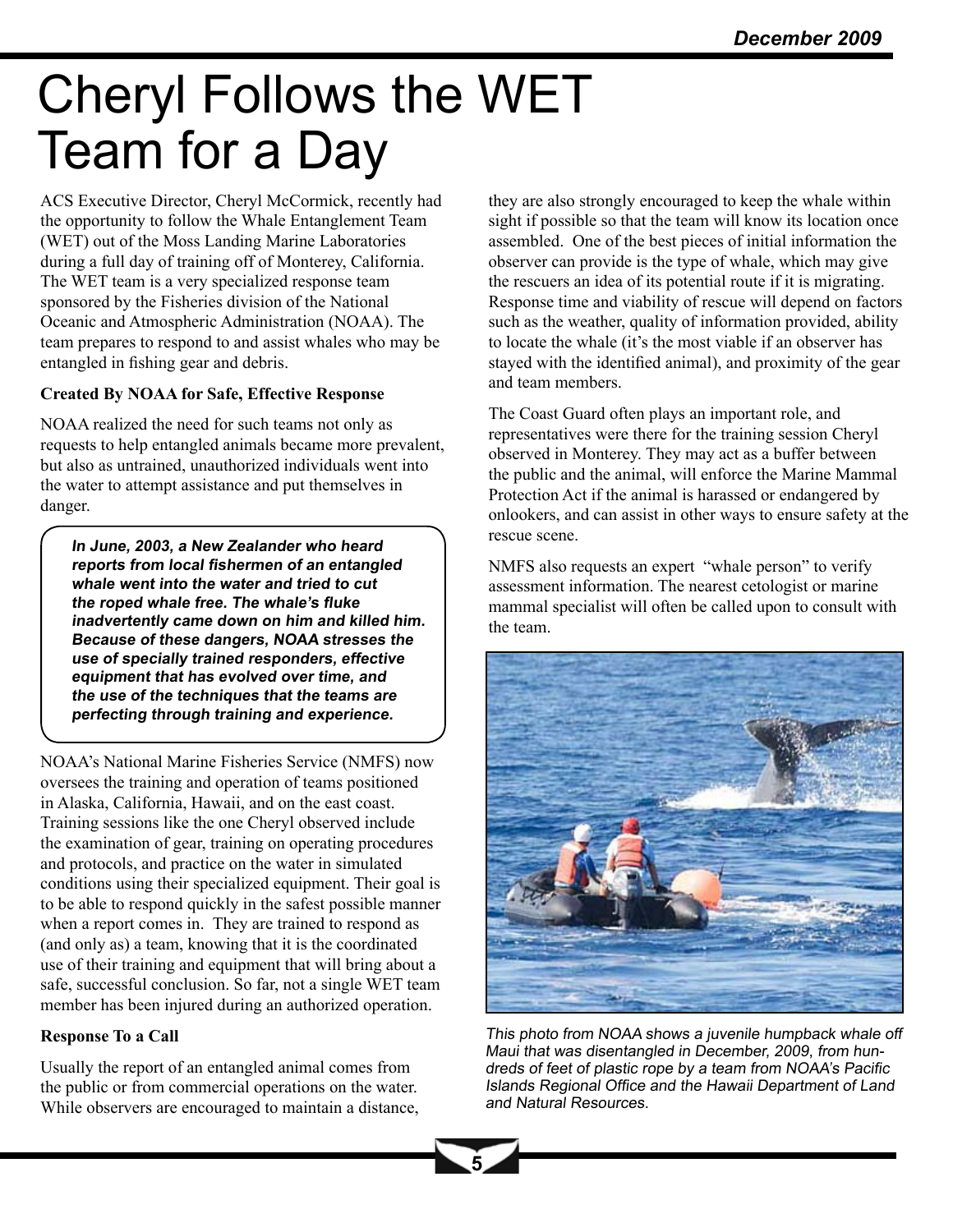# Cheryl Follows the WET Team for a Day

ACS Executive Director, Cheryl McCormick, recently had the opportunity to follow the Whale Entanglement Team (WET) out of the Moss Landing Marine Laboratories during a full day of training off of Monterey, California. The WET team is a very specialized response team sponsored by the Fisheries division of the National Oceanic and Atmospheric Administration (NOAA). The team prepares to respond to and assist whales who may be entangled in fishing gear and debris.

**Created By NOAA for Safe, Effective Response**

NOAA realized the need for such teams not only as requests to help entangled animals became more prevalent, but also as untrained, unauthorized individuals went into the water to attempt assistance and put themselves in danger.

> ***In June, 2003, a New Zealander who heard reports from local fishermen of an entangled whale went into the water and tried to cut the roped whale free. The whale's fluke inadvertently came down on him and killed him. Because of these dangers, NOAA stresses the use of specially trained responders, effective equipment that has evolved over time, and the use of the techniques that the teams are perfecting through training and experience.***

NOAA's National Marine Fisheries Service (NMFS) now oversees the training and operation of teams positioned in Alaska, California, Hawaii, and on the east coast. Training sessions like the one Cheryl observed include the examination of gear, training on operating procedures and protocols, and practice on the water in simulated conditions using their specialized equipment. Their goal is to be able to respond quickly in the safest possible manner when a report comes in. They are trained to respond as (and only as) a team, knowing that it is the coordinated use of their training and equipment that will bring about a safe, successful conclusion. So far, not a single WET team member has been injured during an authorized operation.

**Response To a Call**

Usually the report of an entangled animal comes from the public or from commercial operations on the water. While observers are encouraged to maintain a distance, they are also strongly encouraged to keep the whale within sight if possible so that the team will know its location once assembled. One of the best pieces of initial information the observer can provide is the type of whale, which may give the rescuers an idea of its potential route if it is migrating. Response time and viability of rescue will depend on factors such as the weather, quality of information provided, ability to locate the whale (it's the most viable if an observer has stayed with the identified animal), and proximity of the gear and team members.

The Coast Guard often plays an important role, and representatives were there for the training session Cheryl observed in Monterey. They may act as a buffer between the public and the animal, will enforce the Marine Mammal Protection Act if the animal is harassed or endangered by onlookers, and can assist in other ways to ensure safety at the rescue scene.

NMFS also requests an expert "whale person" to verify assessment information. The nearest cetologist or marine mammal specialist will often be called upon to consult with the team.

*This photo from NOAA shows a juvenile humpback whale off Maui that was disentangled in December, 2009, from hundreds of feet of plastic rope by a team from NOAA's Pacific Islands Regional Office and the Hawaii Department of Land and Natural Resources.*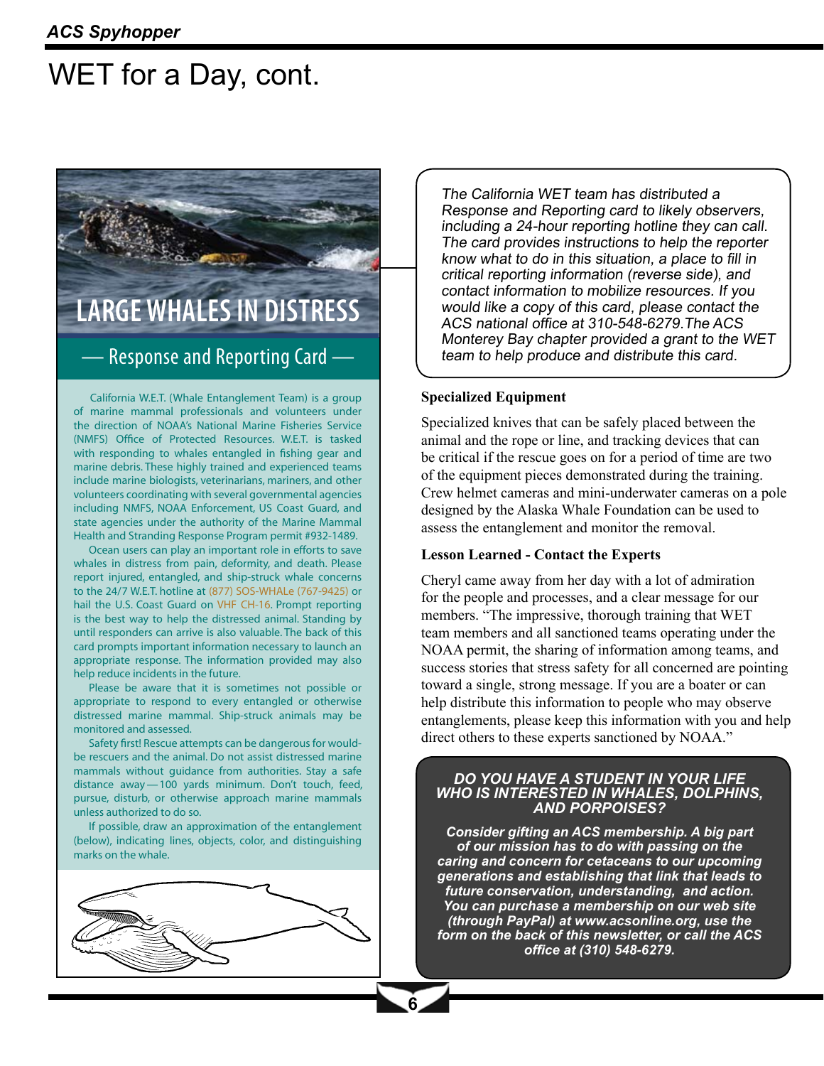# WET for a Day, cont.

## LARGE WHALES IN DISTRESS

### — Response and Reporting Card —

California W.E.T. (Whale Entanglement Team) is a group of marine mammal professionals and volunteers under the direction of NOAA's National Marine Fisheries Service (NMFS) Office of Protected Resources. W.E.T. is tasked with responding to whales entangled in fishing gear and marine debris. These highly trained and experienced teams include marine biologists, veterinarians, mariners, and other volunteers coordinating with several governmental agencies including NMFS, NOAA Enforcement, US Coast Guard, and state agencies under the authority of the Marine Mammal Health and Stranding Response Program permit #932-1489.

Ocean users can play an important role in efforts to save whales in distress from pain, deformity, and death. Please report injured, entangled, and ship-struck whale concerns to the 24/7 W.E.T. hotline at (877) SOS-WHALe (767-9425) or hail the U.S. Coast Guard on VHF CH-16. Prompt reporting is the best way to help the distressed animal. Standing by until responders can arrive is also valuable. The back of this card prompts important information necessary to launch an appropriate response. The information provided may also help reduce incidents in the future.

Please be aware that it is sometimes not possible or appropriate to respond to every entangled or otherwise distressed marine mammal. Ship-struck animals may be monitored and assessed.

Safety first! Rescue attempts can be dangerous for would-be rescuers and the animal. Do not assist distressed marine mammals without guidance from authorities. Stay a safe distance away — 100 yards minimum. Don't touch, feed, pursue, disturb, or otherwise approach marine mammals unless authorized to do so.

If possible, draw an approximation of the entanglement (below), indicating lines, objects, color, and distinguishing marks on the whale.

*The California WET team has distributed a Response and Reporting card to likely observers, including a 24-hour reporting hotline they can call. The card provides instructions to help the reporter know what to do in this situation, a place to fill in critical reporting information (reverse side), and contact information to mobilize resources. If you would like a copy of this card, please contact the ACS national office at 310-548-6279.The ACS Monterey Bay chapter provided a grant to the WET team to help produce and distribute this card.*

**Specialized Equipment**

Specialized knives that can be safely placed between the animal and the rope or line, and tracking devices that can be critical if the rescue goes on for a period of time are two of the equipment pieces demonstrated during the training. Crew helmet cameras and mini-underwater cameras on a pole designed by the Alaska Whale Foundation can be used to assess the entanglement and monitor the removal.

**Lesson Learned - Contact the Experts**

Cheryl came away from her day with a lot of admiration for the people and processes, and a clear message for our members. "The impressive, thorough training that WET team members and all sanctioned teams operating under the NOAA permit, the sharing of information among teams, and success stories that stress safety for all concerned are pointing toward a single, strong message. If you are a boater or can help distribute this information to people who may observe entanglements, please keep this information with you and help direct others to these experts sanctioned by NOAA."

***DO YOU HAVE A STUDENT IN YOUR LIFE WHO IS INTERESTED IN WHALES, DOLPHINS, AND PORPOISES?***

***Consider gifting an ACS membership. A big part of our mission has to do with passing on the caring and concern for cetaceans to our upcoming generations and establishing that link that leads to future conservation, understanding, and action. You can purchase a membership on our web site (through PayPal) at www.acsonline.org, use the form on the back of this newsletter, or call the ACS office at (310) 548-6279.***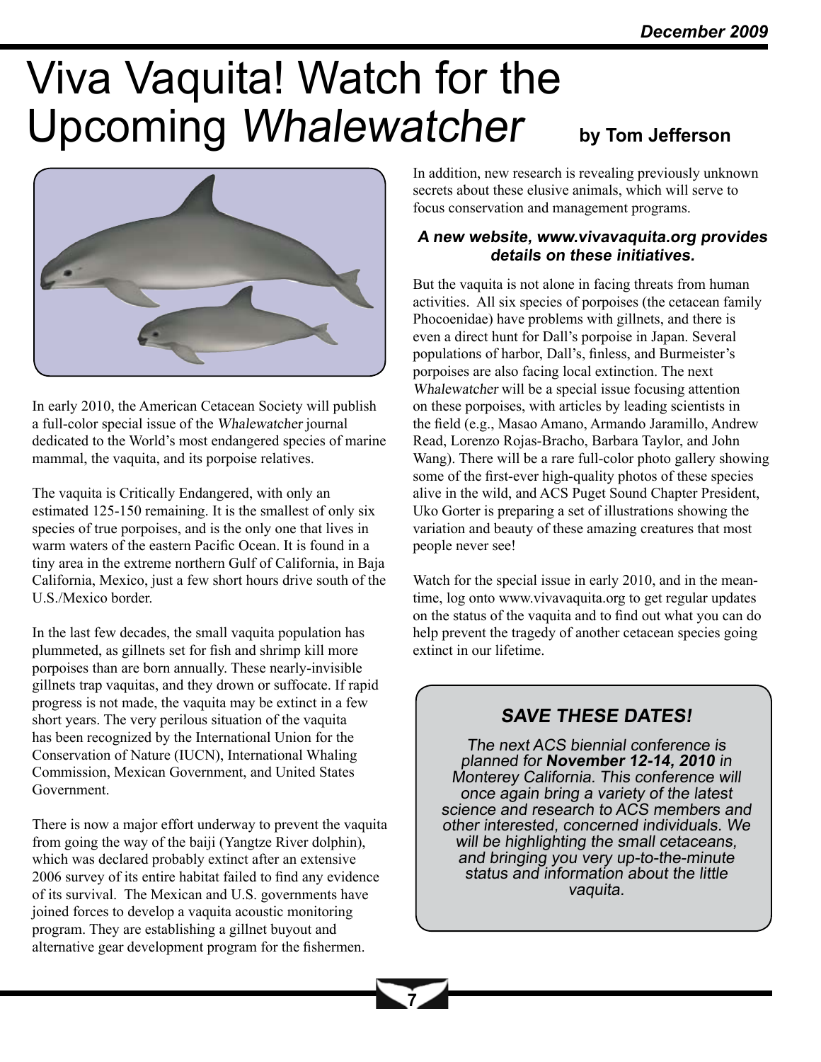# Viva Vaquita! Watch for the Upcoming *Whalewatcher*

**by Tom Jefferson**

In early 2010, the American Cetacean Society will publish a full-color special issue of the *Whalewatcher* journal dedicated to the World's most endangered species of marine mammal, the vaquita, and its porpoise relatives.

The vaquita is Critically Endangered, with only an estimated 125-150 remaining. It is the smallest of only six species of true porpoises, and is the only one that lives in warm waters of the eastern Pacific Ocean. It is found in a tiny area in the extreme northern Gulf of California, in Baja California, Mexico, just a few short hours drive south of the U.S./Mexico border.

In the last few decades, the small vaquita population has plummeted, as gillnets set for fish and shrimp kill more porpoises than are born annually. These nearly-invisible gillnets trap vaquitas, and they drown or suffocate. If rapid progress is not made, the vaquita may be extinct in a few short years. The very perilous situation of the vaquita has been recognized by the International Union for the Conservation of Nature (IUCN), International Whaling Commission, Mexican Government, and United States Government.

There is now a major effort underway to prevent the vaquita from going the way of the baiji (Yangtze River dolphin), which was declared probably extinct after an extensive 2006 survey of its entire habitat failed to find any evidence of its survival. The Mexican and U.S. governments have joined forces to develop a vaquita acoustic monitoring program. They are establishing a gillnet buyout and alternative gear development program for the fishermen. In addition, new research is revealing previously unknown secrets about these elusive animals, which will serve to focus conservation and management programs.

***A new website, www.vivavaquita.org provides details on these initiatives.***

But the vaquita is not alone in facing threats from human activities. All six species of porpoises (the cetacean family Phocoenidae) have problems with gillnets, and there is even a direct hunt for Dall's porpoise in Japan. Several populations of harbor, Dall's, finless, and Burmeister's porpoises are also facing local extinction. The next *Whalewatcher* will be a special issue focusing attention on these porpoises, with articles by leading scientists in the field (e.g., Masao Amano, Armando Jaramillo, Andrew Read, Lorenzo Rojas-Bracho, Barbara Taylor, and John Wang). There will be a rare full-color photo gallery showing some of the first-ever high-quality photos of these species alive in the wild, and ACS Puget Sound Chapter President, Uko Gorter is preparing a set of illustrations showing the variation and beauty of these amazing creatures that most people never see!

Watch for the special issue in early 2010, and in the meantime, log onto www.vivavaquita.org to get regular updates on the status of the vaquita and to find out what you can do help prevent the tragedy of another cetacean species going extinct in our lifetime.

### *SAVE THESE DATES!*

*The next ACS biennial conference is planned for **November 12-14, 2010** in Monterey California. This conference will once again bring a variety of the latest science and research to ACS members and other interested, concerned individuals. We will be highlighting the small cetaceans, and bringing you very up-to-the-minute status and information about the little vaquita.*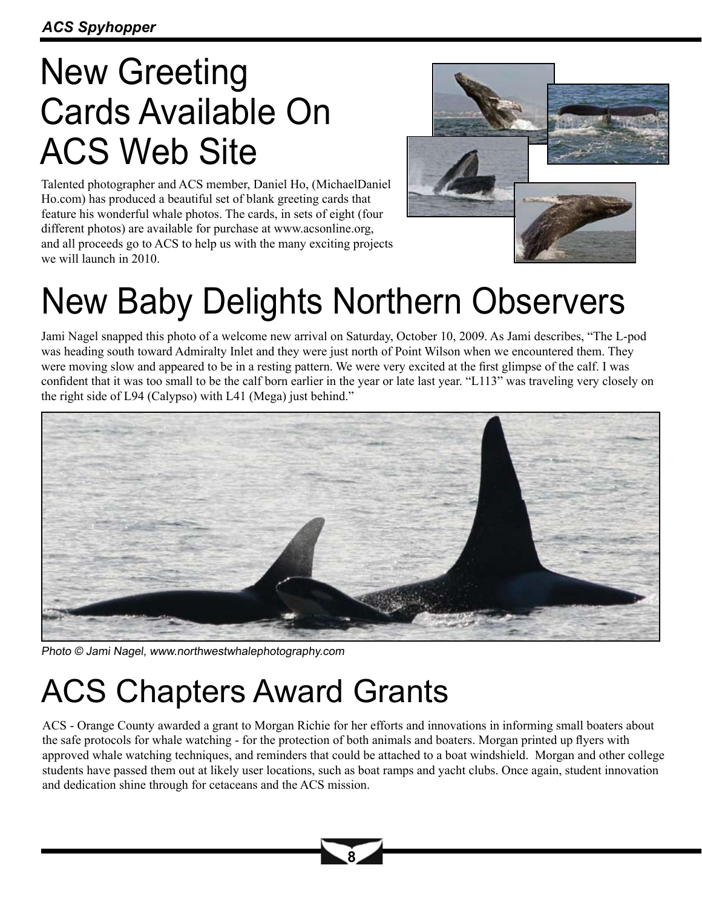# New Greeting Cards Available On ACS Web Site

Talented photographer and ACS member, Daniel Ho, (MichaelDaniel Ho.com) has produced a beautiful set of blank greeting cards that feature his wonderful whale photos. The cards, in sets of eight (four different photos) are available for purchase at www.acsonline.org, and all proceeds go to ACS to help us with the many exciting projects we will launch in 2010.

# New Baby Delights Northern Observers

Jami Nagel snapped this photo of a welcome new arrival on Saturday, October 10, 2009. As Jami describes, "The L-pod was heading south toward Admiralty Inlet and they were just north of Point Wilson when we encountered them. They were moving slow and appeared to be in a resting pattern. We were very excited at the first glimpse of the calf. I was confident that it was too small to be the calf born earlier in the year or late last year. "L113" was traveling very closely on the right side of L94 (Calypso) with L41 (Mega) just behind."

*Photo © Jami Nagel, www.northwestwhalephotography.com*

# ACS Chapters Award Grants

ACS - Orange County awarded a grant to Morgan Richie for her efforts and innovations in informing small boaters about the safe protocols for whale watching - for the protection of both animals and boaters. Morgan printed up flyers with approved whale watching techniques, and reminders that could be attached to a boat windshield. Morgan and other college students have passed them out at likely user locations, such as boat ramps and yacht clubs. Once again, student innovation and dedication shine through for cetaceans and the ACS mission.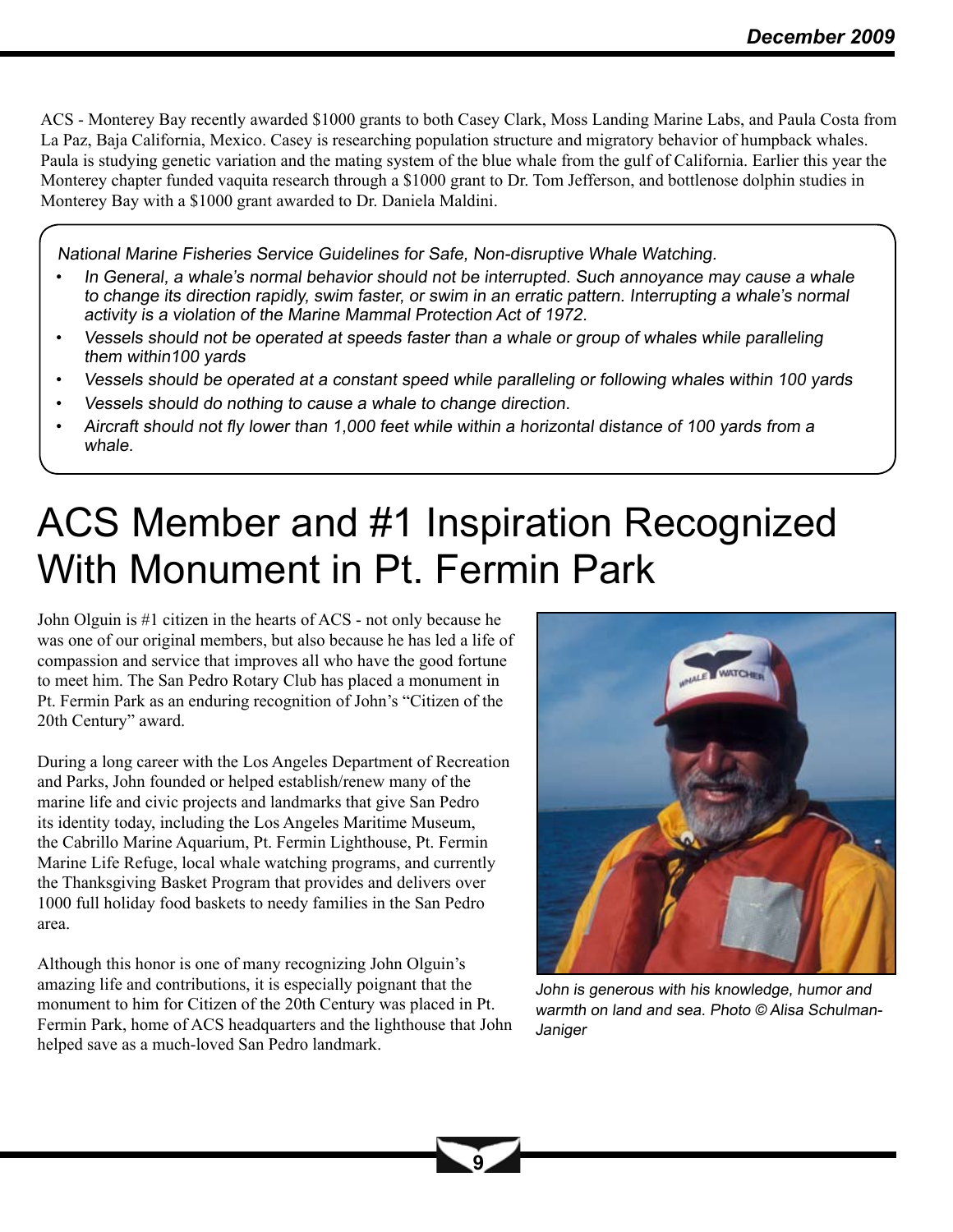ACS - Monterey Bay recently awarded $1000 grants to both Casey Clark, Moss Landing Marine Labs, and Paula Costa from La Paz, Baja California, Mexico. Casey is researching population structure and migratory behavior of humpback whales. Paula is studying genetic variation and the mating system of the blue whale from the gulf of California. Earlier this year the Monterey chapter funded vaquita research through a $1000 grant to Dr. Tom Jefferson, and bottlenose dolphin studies in Monterey Bay with a $1000 grant awarded to Dr. Daniela Maldini.

*National Marine Fisheries Service Guidelines for Safe, Non-disruptive Whale Watching.*

- *In General, a whale's normal behavior should not be interrupted. Such annoyance may cause a whale to change its direction rapidly, swim faster, or swim in an erratic pattern. Interrupting a whale's normal activity is a violation of the Marine Mammal Protection Act of 1972.*
- *Vessels should not be operated at speeds faster than a whale or group of whales while paralleling them within100 yards*
- *Vessels should be operated at a constant speed while paralleling or following whales within 100 yards*
- *Vessels should do nothing to cause a whale to change direction.*
- *Aircraft should not fly lower than 1,000 feet while within a horizontal distance of 100 yards from a whale.*

# ACS Member and #1 Inspiration Recognized With Monument in Pt. Fermin Park

John Olguin is #1 citizen in the hearts of ACS - not only because he was one of our original members, but also because he has led a life of compassion and service that improves all who have the good fortune to meet him. The San Pedro Rotary Club has placed a monument in Pt. Fermin Park as an enduring recognition of John's "Citizen of the 20th Century" award.

During a long career with the Los Angeles Department of Recreation and Parks, John founded or helped establish/renew many of the marine life and civic projects and landmarks that give San Pedro its identity today, including the Los Angeles Maritime Museum, the Cabrillo Marine Aquarium, Pt. Fermin Lighthouse, Pt. Fermin Marine Life Refuge, local whale watching programs, and currently the Thanksgiving Basket Program that provides and delivers over 1000 full holiday food baskets to needy families in the San Pedro area.

Although this honor is one of many recognizing John Olguin's amazing life and contributions, it is especially poignant that the monument to him for Citizen of the 20th Century was placed in Pt. Fermin Park, home of ACS headquarters and the lighthouse that John helped save as a much-loved San Pedro landmark.

*John is generous with his knowledge, humor and warmth on land and sea. Photo © Alisa Schulman-Janiger*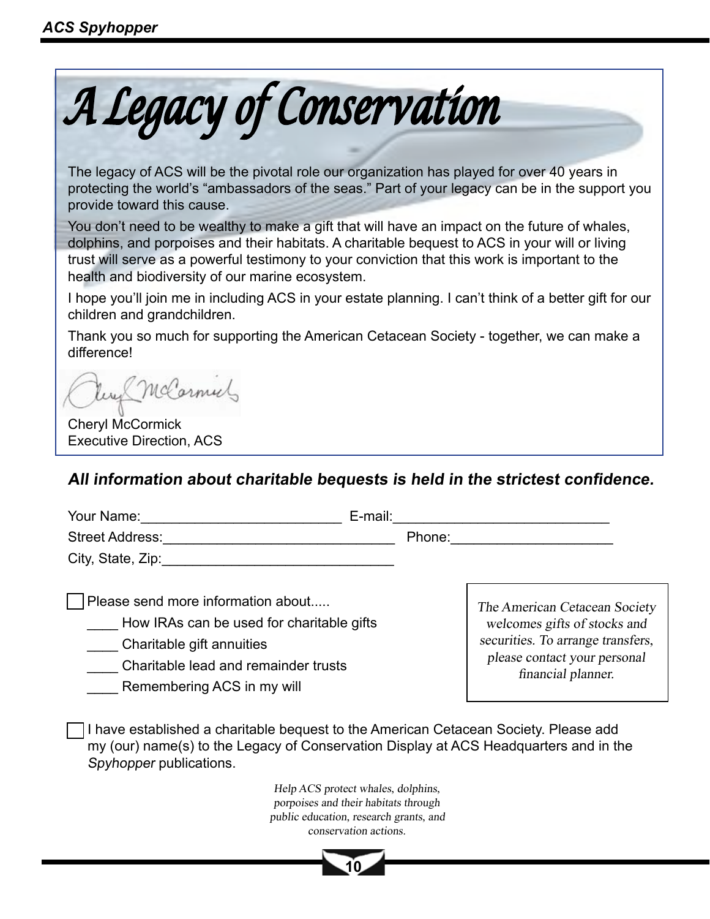# A Legacy of Conservation

The legacy of ACS will be the pivotal role our organization has played for over 40 years in protecting the world's "ambassadors of the seas." Part of your legacy can be in the support you provide toward this cause.

You don't need to be wealthy to make a gift that will have an impact on the future of whales, dolphins, and porpoises and their habitats. A charitable bequest to ACS in your will or living trust will serve as a powerful testimony to your conviction that this work is important to the health and biodiversity of our marine ecosystem.

I hope you'll join me in including ACS in your estate planning. I can't think of a better gift for our children and grandchildren.

Thank you so much for supporting the American Cetacean Society - together, we can make a difference!

Cheryl McCormick
Executive Direction, ACS

***All information about charitable bequests is held in the strictest confidence.***

Your Name:__________________________ E-mail:____________________________

Street Address:______________________________ Phone:_____________________

City, State, Zip:______________________________

☐ Please send more information about.....

- ____ How IRAs can be used for charitable gifts
- ____ Charitable gift annuities
- ____ Charitable lead and remainder trusts
- ____ Remembering ACS in my will

*The American Cetacean Society welcomes gifts of stocks and securities. To arrange transfers, please contact your personal financial planner.*

☐ I have established a charitable bequest to the American Cetacean Society. Please add my (our) name(s) to the Legacy of Conservation Display at ACS Headquarters and in the *Spyhopper* publications.

*Help ACS protect whales, dolphins, porpoises and their habitats through public education, research grants, and conservation actions.*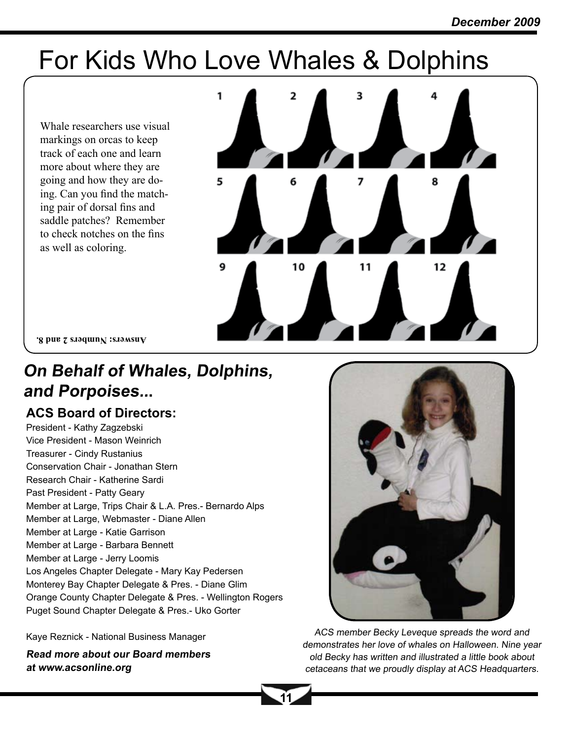# For Kids Who Love Whales & Dolphins

Whale researchers use visual markings on orcas to keep track of each one and learn more about where they are going and how they are doing. Can you find the matching pair of dorsal fins and saddle patches? Remember to check notches on the fins as well as coloring.

1 2 3 4

5 6 7 8

9 10 11 12

Answers: Numbers 2 and 8.

## *On Behalf of Whales, Dolphins, and Porpoises...*

### ACS Board of Directors:

President - Kathy Zagzebski
Vice President - Mason Weinrich
Treasurer - Cindy Rustanius
Conservation Chair - Jonathan Stern
Research Chair - Katherine Sardi
Past President - Patty Geary
Member at Large, Trips Chair & L.A. Pres.- Bernardo Alps
Member at Large, Webmaster - Diane Allen
Member at Large - Katie Garrison
Member at Large - Barbara Bennett
Member at Large - Jerry Loomis
Los Angeles Chapter Delegate - Mary Kay Pedersen
Monterey Bay Chapter Delegate & Pres. - Diane Glim
Orange County Chapter Delegate & Pres. - Wellington Rogers
Puget Sound Chapter Delegate & Pres.- Uko Gorter

Kaye Reznick - National Business Manager

***Read more about our Board members at www.acsonline.org***

*ACS member Becky Leveque spreads the word and demonstrates her love of whales on Halloween. Nine year old Becky has written and illustrated a little book about cetaceans that we proudly display at ACS Headquarters.*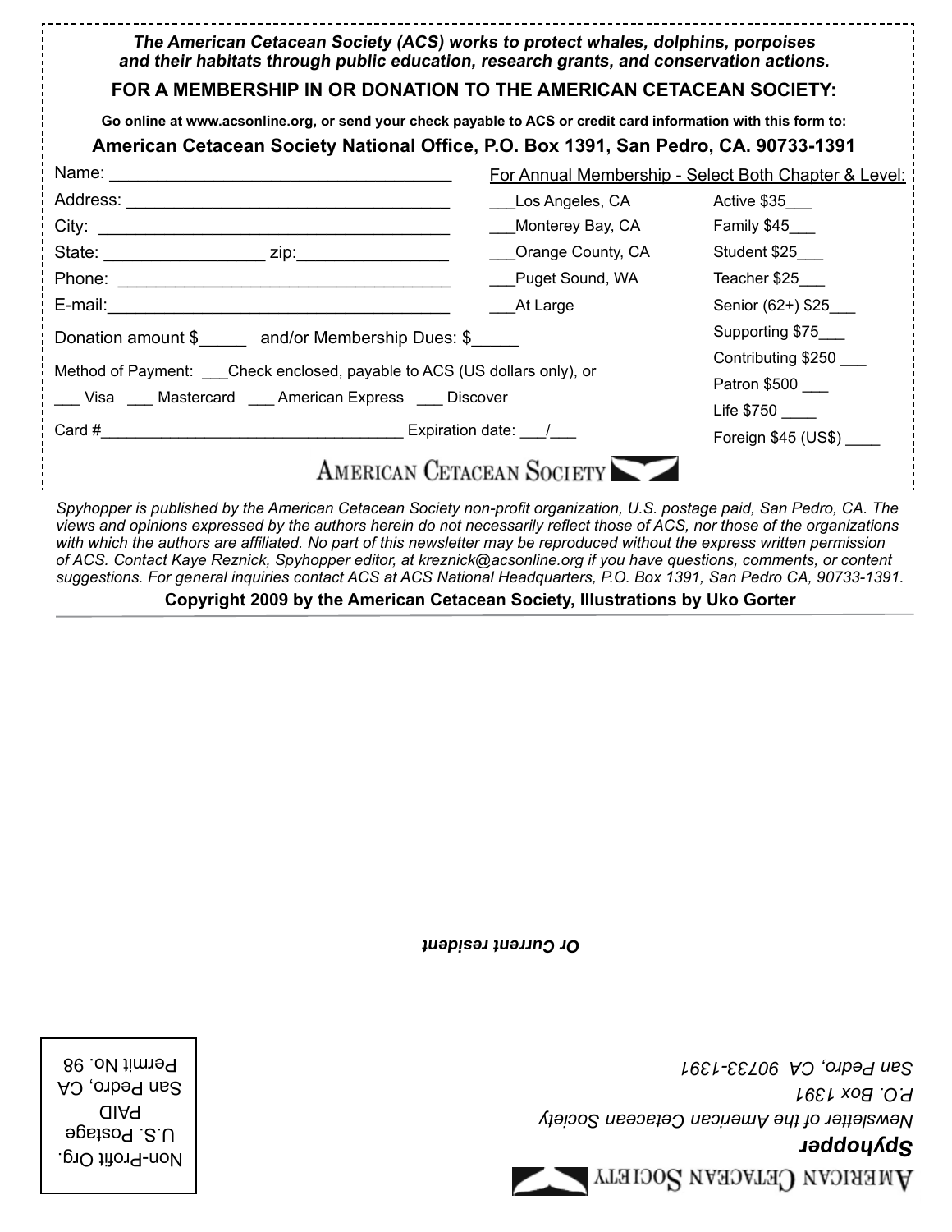*The American Cetacean Society (ACS) works to protect whales, dolphins, porpoises and their habitats through public education, research grants, and conservation actions.*

**FOR A MEMBERSHIP IN OR DONATION TO THE AMERICAN CETACEAN SOCIETY:**

**Go online at www.acsonline.org, or send your check payable to ACS or credit card information with this form to:**

**American Cetacean Society National Office, P.O. Box 1391, San Pedro, CA. 90733-1391**

Name: ___________________________________

Address: _________________________________

City: ____________________________________

State: _________________ zip:_______________

Phone: __________________________________

E-mail:___________________________________

Donation amount $_____ and/or Membership Dues: $_____

Method of Payment: ___Check enclosed, payable to ACS (US dollars only), or

___ Visa ___ Mastercard ___ American Express ___ Discover

Card #_________________________________ Expiration date: ___/___

For Annual Membership - Select Both Chapter & Level:

| Chapter | Level |
| --- | --- |
| ___Los Angeles, CA | Active $35___ |
| ___Monterey Bay, CA | Family $45___ |
| ___Orange County, CA | Student $25___ |
| ___Puget Sound, WA | Teacher $25___ |
| ___At Large | Senior (62+) $25___ |
| | Supporting $75___ |
| | Contributing $250 ___ |
| | Patron $500 ___ |
| | Life $750 ____ |
| | Foreign $45 (US$) ____ |

AMERICAN CETACEAN SOCIETY

*Spyhopper is published by the American Cetacean Society non-profit organization, U.S. postage paid, San Pedro, CA. The views and opinions expressed by the authors herein do not necessarily reflect those of ACS, nor those of the organizations with which the authors are affiliated. No part of this newsletter may be reproduced without the express written permission of ACS. Contact Kaye Reznick, Spyhopper editor, at kreznick@acsonline.org if you have questions, comments, or content suggestions. For general inquiries contact ACS at ACS National Headquarters, P.O. Box 1391, San Pedro CA, 90733-1391.*

**Copyright 2009 by the American Cetacean Society, Illustrations by Uko Gorter**

AMERICAN CETACEAN SOCIETY

***Spyhopper***

*Newsletter of the American Cetacean Society*

*P.O. Box 1391*

*San Pedro, CA 90733-1391*

Non-Profit Org.
U.S. Postage
PAID
San Pedro, CA
Permit No. 98

***Or Current resident***